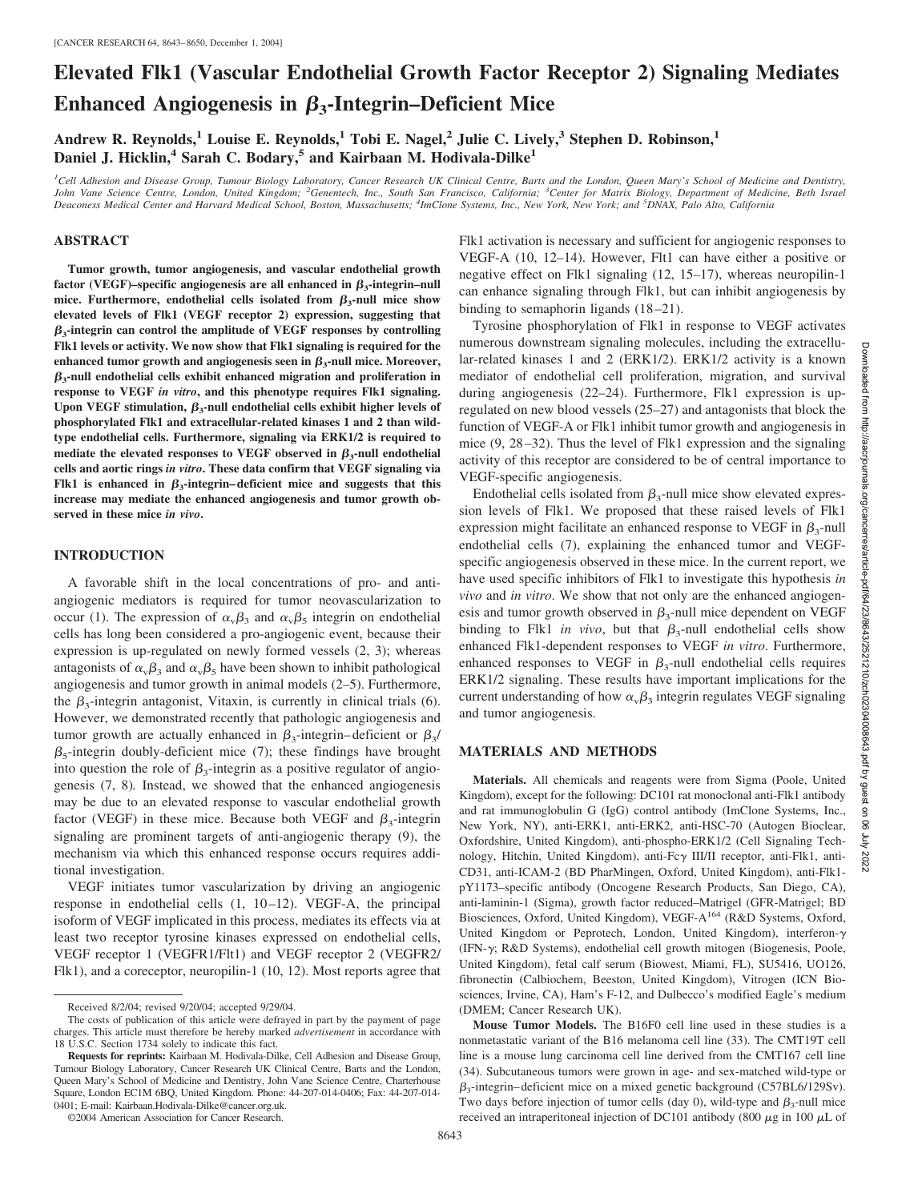# Elevated Flk1 (Vascular Endothelial Growth Factor Receptor 2) Signaling Mediates Enhanced Angiogenesis in $\beta_3$-Integrin–Deficient Mice

**Andrew R. Reynolds,[1] Louise E. Reynolds,[1] Tobi E. Nagel,[2] Julie C. Lively,[3] Stephen D. Robinson,[1] Daniel J. Hicklin,[4] Sarah C. Bodary,[5] and Kairbaan M. Hodivala-Dilke[1]**

[1]*Cell Adhesion and Disease Group, Tumour Biology Laboratory, Cancer Research UK Clinical Centre, Barts and the London, Queen Mary's School of Medicine and Dentistry, John Vane Science Centre, London, United Kingdom;* [2]*Genentech, Inc., South San Francisco, California;* [3]*Center for Matrix Biology, Department of Medicine, Beth Israel Deaconess Medical Center and Harvard Medical School, Boston, Massachusetts;* [4]*ImClone Systems, Inc., New York, New York; and* [5]*DNAX, Palo Alto, California*

## ABSTRACT

**Tumor growth, tumor angiogenesis, and vascular endothelial growth factor (VEGF)–specific angiogenesis are all enhanced in $\beta_3$-integrin–null mice. Furthermore, endothelial cells isolated from $\beta_3$-null mice show elevated levels of Flk1 (VEGF receptor 2) expression, suggesting that $\beta_3$-integrin can control the amplitude of VEGF responses by controlling Flk1 levels or activity. We now show that Flk1 signaling is required for the enhanced tumor growth and angiogenesis seen in $\beta_3$-null mice. Moreover, $\beta_3$-null endothelial cells exhibit enhanced migration and proliferation in response to VEGF *in vitro*, and this phenotype requires Flk1 signaling. Upon VEGF stimulation, $\beta_3$-null endothelial cells exhibit higher levels of phosphorylated Flk1 and extracellular-related kinases 1 and 2 than wild-type endothelial cells. Furthermore, signaling via ERK1/2 is required to mediate the elevated responses to VEGF observed in $\beta_3$-null endothelial cells and aortic rings *in vitro*. These data confirm that VEGF signaling via Flk1 is enhanced in $\beta_3$-integrin–deficient mice and suggests that this increase may mediate the enhanced angiogenesis and tumor growth observed in these mice *in vivo*.**

## INTRODUCTION

A favorable shift in the local concentrations of pro- and anti-angiogenic mediators is required for tumor neovascularization to occur (1). The expression of $\alpha_v\beta_3$ and $\alpha_v\beta_5$ integrin on endothelial cells has long been considered a pro-angiogenic event, because their expression is up-regulated on newly formed vessels (2, 3); whereas antagonists of $\alpha_v\beta_3$ and $\alpha_v\beta_5$ have been shown to inhibit pathological angiogenesis and tumor growth in animal models (2–5). Furthermore, the $\beta_3$-integrin antagonist, Vitaxin, is currently in clinical trials (6). However, we demonstrated recently that pathologic angiogenesis and tumor growth are actually enhanced in $\beta_3$-integrin–deficient or $\beta_3$/$\beta_5$-integrin doubly-deficient mice (7); these findings have brought into question the role of $\beta_3$-integrin as a positive regulator of angiogenesis (7, 8). Instead, we showed that the enhanced angiogenesis may be due to an elevated response to vascular endothelial growth factor (VEGF) in these mice. Because both VEGF and $\beta_3$-integrin signaling are prominent targets of anti-angiogenic therapy (9), the mechanism via which this enhanced response occurs requires additional investigation.

VEGF initiates tumor vascularization by driving an angiogenic response in endothelial cells (1, 10–12). VEGF-A, the principal isoform of VEGF implicated in this process, mediates its effects via at least two receptor tyrosine kinases expressed on endothelial cells, VEGF receptor 1 (VEGFR1/Flt1) and VEGF receptor 2 (VEGFR2/Flk1), and a coreceptor, neuropilin-1 (10, 12). Most reports agree that Flk1 activation is necessary and sufficient for angiogenic responses to VEGF-A (10, 12–14). However, Flt1 can have either a positive or negative effect on Flk1 signaling (12, 15–17), whereas neuropilin-1 can enhance signaling through Flk1, but can inhibit angiogenesis by binding to semaphorin ligands (18–21).

Tyrosine phosphorylation of Flk1 in response to VEGF activates numerous downstream signaling molecules, including the extracellular-related kinases 1 and 2 (ERK1/2). ERK1/2 activity is a known mediator of endothelial cell proliferation, migration, and survival during angiogenesis (22–24). Furthermore, Flk1 expression is up-regulated on new blood vessels (25–27) and antagonists that block the function of VEGF-A or Flk1 inhibit tumor growth and angiogenesis in mice (9, 28–32). Thus the level of Flk1 expression and the signaling activity of this receptor are considered to be of central importance to VEGF-specific angiogenesis.

Endothelial cells isolated from $\beta_3$-null mice show elevated expression levels of Flk1. We proposed that these raised levels of Flk1 expression might facilitate an enhanced response to VEGF in $\beta_3$-null endothelial cells (7), explaining the enhanced tumor and VEGF-specific angiogenesis observed in these mice. In the current report, we have used specific inhibitors of Flk1 to investigate this hypothesis *in vivo* and *in vitro*. We show that not only are the enhanced angiogenesis and tumor growth observed in $\beta_3$-null mice dependent on VEGF binding to Flk1 *in vivo*, but that $\beta_3$-null endothelial cells show enhanced Flk1-dependent responses to VEGF *in vitro*. Furthermore, enhanced responses to VEGF in $\beta_3$-null endothelial cells requires ERK1/2 signaling. These results have important implications for the current understanding of how $\alpha_v\beta_3$ integrin regulates VEGF signaling and tumor angiogenesis.

## MATERIALS AND METHODS

**Materials.** All chemicals and reagents were from Sigma (Poole, United Kingdom), except for the following: DC101 rat monoclonal anti-Flk1 antibody and rat immunoglobulin G (IgG) control antibody (ImClone Systems, Inc., New York, NY), anti-ERK1, anti-ERK2, anti-HSC-70 (Autogen Bioclear, Oxfordshire, United Kingdom), anti-phospho-ERK1/2 (Cell Signaling Technology, Hitchin, United Kingdom), anti-Fcγ III/II receptor, anti-Flk1, anti-CD31, anti-ICAM-2 (BD PharMingen, Oxford, United Kingdom), anti-Flk1-pY1173–specific antibody (Oncogene Research Products, San Diego, CA), anti-laminin-1 (Sigma), growth factor reduced–Matrigel (GFR-Matrigel; BD Biosciences, Oxford, United Kingdom), VEGF-A[164] (R&D Systems, Oxford, United Kingdom or Peprotech, London, United Kingdom), interferon-γ (IFN-γ; R&D Systems), endothelial cell growth mitogen (Biogenesis, Poole, United Kingdom), fetal calf serum (Biowest, Miami, FL), SU5416, UO126, fibronectin (Calbiochem, Beeston, United Kingdom), Vitrogen (ICN Biosciences, Irvine, CA), Ham's F-12, and Dulbecco's modified Eagle's medium (DMEM; Cancer Research UK).

**Mouse Tumor Models.** The B16F0 cell line used in these studies is a nonmetastatic variant of the B16 melanoma cell line (33). The CMT19T cell line is a mouse lung carcinoma cell line derived from the CMT167 cell line (34). Subcutaneous tumors were grown in age- and sex-matched wild-type or $\beta_3$-integrin–deficient mice on a mixed genetic background (C57BL6/129Sv). Two days before injection of tumor cells (day 0), wild-type and $\beta_3$-null mice received an intraperitoneal injection of DC101 antibody (800 μg in 100 μL of

Received 8/2/04; revised 9/20/04; accepted 9/29/04.

The costs of publication of this article were defrayed in part by the payment of page charges. This article must therefore be hereby marked *advertisement* in accordance with 18 U.S.C. Section 1734 solely to indicate this fact.

**Requests for reprints:** Kairbaan M. Hodivala-Dilke, Cell Adhesion and Disease Group, Tumour Biology Laboratory, Cancer Research UK Clinical Centre, Barts and the London, Queen Mary's School of Medicine and Dentistry, John Vane Science Centre, Charterhouse Square, London EC1M 6BQ, United Kingdom. Phone: 44-207-014-0406; Fax: 44-207-014-0401; E-mail: Kairbaan.Hodivala-Dilke@cancer.org.uk.

©2004 American Association for Cancer Research.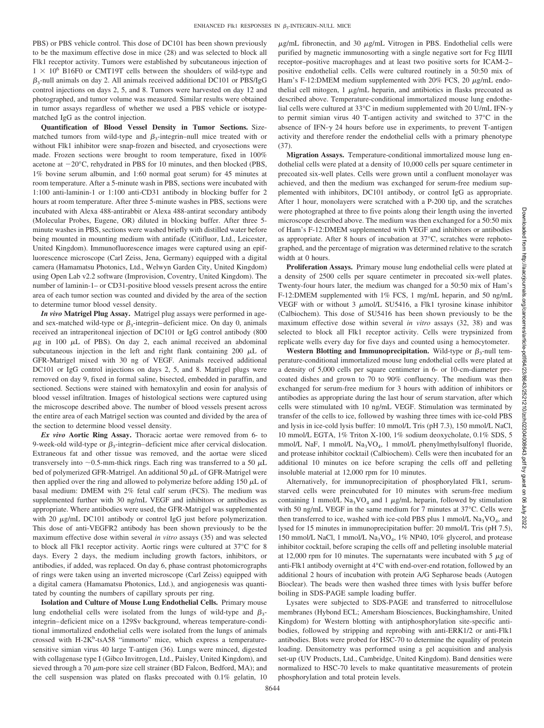PBS) or PBS vehicle control. This dose of DC101 has been shown previously to be the maximum effective dose in mice (28) and was selected to block all Flk1 receptor activity. Tumors were established by subcutaneous injection of $1 \times 10^6$ B16F0 or CMT19T cells between the shoulders of wild-type and $\beta_3$-null animals on day 2. All animals received additional DC101 or PBS/IgG control injections on days 2, 5, and 8. Tumors were harvested on day 12 and photographed, and tumor volume was measured. Similar results were obtained in tumor assays regardless of whether we used a PBS vehicle or isotype-matched IgG as the control injection.

**Quantification of Blood Vessel Density in Tumor Sections.** Size-matched tumors from wild-type and $\beta_3$-integrin–null mice treated with or without Flk1 inhibitor were snap-frozen and bisected, and cryosections were made. Frozen sections were brought to room temperature, fixed in 100% acetone at −20°C, rehydrated in PBS for 10 minutes, and then blocked (PBS, 1% bovine serum albumin, and 1:60 normal goat serum) for 45 minutes at room temperature. After a 5-minute wash in PBS, sections were incubated with 1:100 anti-laminin-1 or 1:100 anti-CD31 antibody in blocking buffer for 2 hours at room temperature. After three 5-minute washes in PBS, sections were incubated with Alexa 488-antirabbit or Alexa 488-antirat secondary antibody (Molecular Probes, Eugene, OR) diluted in blocking buffer. After three 5-minute washes in PBS, sections were washed briefly with distilled water before being mounted in mounting medium with antifade (Citifluor, Ltd., Leicester, United Kingdom). Immunofluorescence images were captured using an epifluorescence microscope (Carl Zeiss, Jena, Germany) equipped with a digital camera (Hamamatsu Photonics, Ltd., Welwyn Garden City, United Kingdom) using Open Lab v2.2 software (Improvision, Coventry, United Kingdom). The number of laminin-1– or CD31-positive blood vessels present across the entire area of each tumor section was counted and divided by the area of the section to determine tumor blood vessel density.

***In vivo* Matrigel Plug Assay.** Matrigel plug assays were performed in age- and sex-matched wild-type or $\beta_3$-integrin–deficient mice. On day 0, animals received an intraperitoneal injection of DC101 or IgG control antibody (800 $\mu$g in 100 $\mu$L of PBS). On day 2, each animal received an abdominal subcutaneous injection in the left and right flank containing 200 $\mu$L of GFR-Matrigel mixed with 30 ng of VEGF. Animals received additional DC101 or IgG control injections on days 2, 5, and 8. Matrigel plugs were removed on day 9, fixed in formal saline, bisected, embedded in paraffin, and sectioned. Sections were stained with hematoxylin and eosin for analysis of blood vessel infiltration. Images of histological sections were captured using the microscope described above. The number of blood vessels present across the entire area of each Matrigel section was counted and divided by the area of the section to determine blood vessel density.

***Ex vivo* Aortic Ring Assay.** Thoracic aortae were removed from 6- to 9-week-old wild-type or $\beta_3$-integrin–deficient mice after cervical dislocation. Extraneous fat and other tissue was removed, and the aortae were sliced transversely into ~0.5-mm-thick rings. Each ring was transferred to a 50 $\mu$L bed of polymerized GFR-Matrigel. An additional 50 $\mu$L of GFR-Matrigel were then applied over the ring and allowed to polymerize before adding 150 $\mu$L of basal medium: DMEM with 2% fetal calf serum (FCS). The medium was supplemented further with 30 ng/mL VEGF and inhibitors or antibodies as appropriate. Where antibodies were used, the GFR-Matrigel was supplemented with 20 $\mu$g/mL DC101 antibody or control IgG just before polymerization. This dose of anti-VEGFR2 antibody has been shown previously to be the maximum effective dose within several *in vitro* assays (35) and was selected to block all Flk1 receptor activity. Aortic rings were cultured at 37°C for 8 days. Every 2 days, the medium including growth factors, inhibitors, or antibodies, if added, was replaced. On day 6, phase contrast photomicrographs of rings were taken using an inverted microscope (Carl Zeiss) equipped with a digital camera (Hamamatsu Photonics, Ltd.), and angiogenesis was quantitated by counting the numbers of capillary sprouts per ring.

**Isolation and Culture of Mouse Lung Endothelial Cells.** Primary mouse lung endothelial cells were isolated from the lungs of wild-type and $\beta_3$-integrin–deficient mice on a 129Sv background, whereas temperature-conditional immortalized endothelial cells were isolated from the lungs of animals crossed with H-2K$^b$-tsA58 "immorto" mice, which express a temperature-sensitive simian virus 40 large T-antigen (36). Lungs were minced, digested with collagenase type I (Gibco Invitrogen, Ltd., Paisley, United Kingdom), and sieved through a 70 $\mu$m-pore size cell strainer (BD Falcon, Bedford, MA); and the cell suspension was plated on flasks precoated with 0.1% gelatin, 10 $\mu$g/mL fibronectin, and 30 $\mu$g/mL Vitrogen in PBS. Endothelial cells were purified by magnetic immunosorting with a single negative sort for Fcg III/II receptor–positive macrophages and at least two positive sorts for ICAM-2–positive endothelial cells. Cells were cultured routinely in a 50:50 mix of Ham's F-12:DMEM medium supplemented with 20% FCS, 20 $\mu$g/mL endothelial cell mitogen, 1 $\mu$g/mL heparin, and antibiotics in flasks precoated as described above. Temperature-conditional immortalized mouse lung endothelial cells were cultured at 33°C in medium supplemented with 20 U/mL IFN-$\gamma$ to permit simian virus 40 T-antigen activity and switched to 37°C in the absence of IFN-$\gamma$ 24 hours before use in experiments, to prevent T-antigen activity and therefore render the endothelial cells with a primary phenotype (37).

**Migration Assays.** Temperature-conditional immortalized mouse lung endothelial cells were plated at a density of 10,000 cells per square centimeter in precoated six-well plates. Cells were grown until a confluent monolayer was achieved, and then the medium was exchanged for serum-free medium supplemented with inhibitors, DC101 antibody, or control IgG as appropriate. After 1 hour, monolayers were scratched with a P-200 tip, and the scratches were photographed at three to five points along their length using the inverted microscope described above. The medium was then exchanged for a 50:50 mix of Ham's F-12:DMEM supplemented with VEGF and inhibitors or antibodies as appropriate. After 8 hours of incubation at 37°C, scratches were rephotographed, and the percentage of migration was determined relative to the scratch width at 0 hours.

**Proliferation Assays.** Primary mouse lung endothelial cells were plated at a density of 2500 cells per square centimeter in precoated six-well plates. Twenty-four hours later, the medium was changed for a 50:50 mix of Ham's F-12:DMEM supplemented with 1% FCS, 1 mg/mL heparin, and 50 ng/mL VEGF with or without 3 $\mu$mol/L SU5416, a Flk1 tyrosine kinase inhibitor (Calbiochem). This dose of SU5416 has been shown previously to be the maximum effective dose within several *in vitro* assays (32, 38) and was selected to block all Flk1 receptor activity. Cells were trypsinized from replicate wells every day for five days and counted using a hemocytometer.

**Western Blotting and Immunoprecipitation.** Wild-type or $\beta_3$-null temperature-conditional immortalized mouse lung endothelial cells were plated at a density of 5,000 cells per square centimeter in 6- or 10-cm-diameter precoated dishes and grown to 70 to 90% confluency. The medium was then exchanged for serum-free medium for 3 hours with addition of inhibitors or antibodies as appropriate during the last hour of serum starvation, after which cells were stimulated with 10 ng/mL VEGF. Stimulation was terminated by transfer of the cells to ice, followed by washing three times with ice-cold PBS and lysis in ice-cold lysis buffer: 10 mmol/L Tris (pH 7.3), 150 mmol/L NaCl, 10 mmol/L EGTA, 1% Triton X-100, 1% sodium deoxycholate, 0.1% SDS, 5 mmol/L NaF, 1 mmol/L $Na_3VO_4$, 1 mmol/L phenylmethylsulfonyl fluoride, and protease inhibitor cocktail (Calbiochem). Cells were then incubated for an additional 10 minutes on ice before scraping the cells off and pelleting insoluble material at 12,000 rpm for 10 minutes.

Alternatively, for immunoprecipitation of phosphorylated Flk1, serum-starved cells were preincubated for 10 minutes with serum-free medium containing 1 mmol/L $Na_3VO_4$ and 1 $\mu$g/mL heparin, followed by stimulation with 50 ng/mL VEGF in the same medium for 7 minutes at 37°C. Cells were then transferred to ice, washed with ice-cold PBS plus 1 mmol/L $Na_3VO_4$, and lysed for 15 minutes in immunoprecipitation buffer: 20 mmol/L Tris (pH 7.5), 150 mmol/L NaCl, 1 mmol/L $Na_3VO_4$, 1% NP40, 10% glycerol, and protease inhibitor cocktail, before scraping the cells off and pelleting insoluble material at 12,000 rpm for 10 minutes. The supernatants were incubated with 5 $\mu$g of anti-Flk1 antibody overnight at 4°C with end-over-end rotation, followed by an additional 2 hours of incubation with protein A/G Sepharose beads (Autogen Bioclear). The beads were then washed three times with lysis buffer before boiling in SDS-PAGE sample loading buffer.

Lysates were subjected to SDS-PAGE and transferred to nitrocellulose membranes (Hybond ECL; Amersham Biosciences, Buckinghamshire, United Kingdom) for Western blotting with antiphosphorylation site-specific antibodies, followed by stripping and reprobing with anti-ERK1/2 or anti-Flk1 antibodies. Blots were probed for HSC-70 to determine the equality of protein loading. Densitometry was performed using a gel acquisition and analysis set-up (UV Products, Ltd., Cambridge, United Kingdom). Band densities were normalized to HSC-70 levels to make quantitative measurements of protein phosphorylation and total protein levels.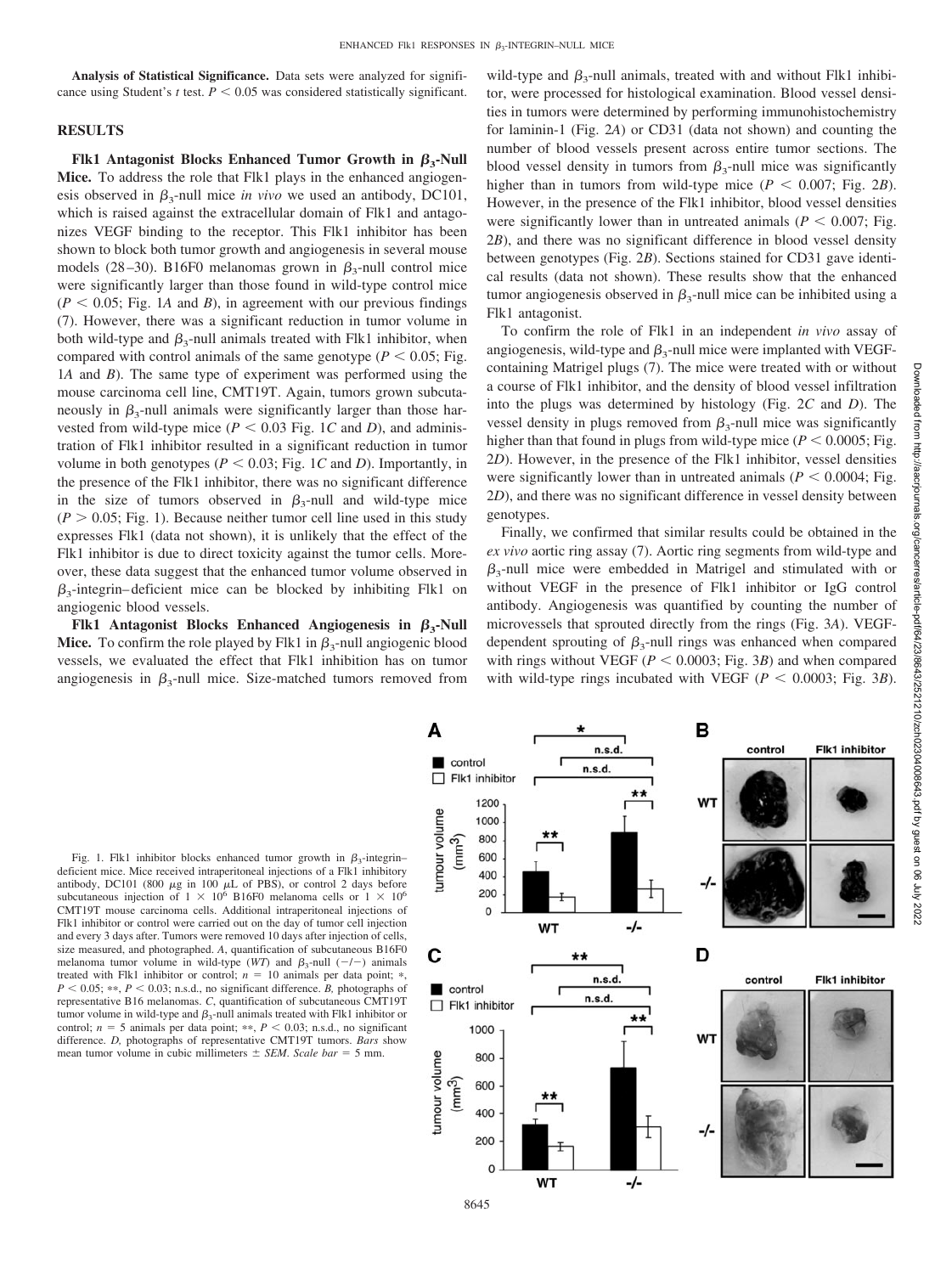**Analysis of Statistical Significance.** Data sets were analyzed for significance using Student's *t* test. $P < 0.05$ was considered statistically significant.

## RESULTS

**Flk1 Antagonist Blocks Enhanced Tumor Growth in $\beta_3$-Null Mice.** To address the role that Flk1 plays in the enhanced angiogenesis observed in $\beta_3$-null mice we used an antibody, DC101, which is raised against the extracellular domain of Flk1 and antagonizes VEGF binding to the receptor. This Flk1 inhibitor has been shown to block both tumor growth and angiogenesis in several mouse models (28–30). B16F0 melanomas grown in $\beta_3$-null control mice were significantly larger than those found in wild-type control mice ($P < 0.05$; Fig. 1*A* and *B*), in agreement with our previous findings (7). However, there was a significant reduction in tumor volume in both wild-type and $\beta_3$-null animals treated with Flk1 inhibitor, when compared with control animals of the same genotype ($P < 0.05$; Fig. 1*A* and *B*). The same type of experiment was performed using the mouse carcinoma cell line, CMT19T. Again, tumors grown subcutaneously in $\beta_3$-null animals were significantly larger than those harvested from wild-type mice ($P < 0.03$ Fig. 1*C* and *D*), and administration of Flk1 inhibitor resulted in a significant reduction in tumor volume in both genotypes ($P < 0.03$; Fig. 1*C* and *D*). Importantly, in the presence of the Flk1 inhibitor, there was no significant difference in the size of tumors observed in $\beta_3$-null and wild-type mice ($P > 0.05$; Fig. 1). Because neither tumor cell line used in this study expresses Flk1 (data not shown), it is unlikely that the effect of the Flk1 inhibitor is due to direct toxicity against the tumor cells. Moreover, these data suggest that the enhanced tumor volume observed in $\beta_3$-integrin–deficient mice can be blocked by inhibiting Flk1 on angiogenic blood vessels.

**Flk1 Antagonist Blocks Enhanced Angiogenesis in $\beta_3$-Null Mice.** To confirm the role played by Flk1 in $\beta_3$-null angiogenic blood vessels, we evaluated the effect that Flk1 inhibition has on tumor angiogenesis in $\beta_3$-null mice. Size-matched tumors removed from wild-type and $\beta_3$-null animals, treated with and without Flk1 inhibitor, were processed for histological examination. Blood vessel densities in tumors were determined by performing immunohistochemistry for laminin-1 (Fig. 2*A*) or CD31 (data not shown) and counting the number of blood vessels present across entire tumor sections. The blood vessel density in tumors from $\beta_3$-null mice was significantly higher than in tumors from wild-type mice ($P < 0.007$; Fig. 2*B*). However, in the presence of the Flk1 inhibitor, blood vessel densities were significantly lower than in untreated animals ($P < 0.007$; Fig. 2*B*), and there was no significant difference in blood vessel density between genotypes (Fig. 2*B*). Sections stained for CD31 gave identical results (data not shown). These results show that the enhanced tumor angiogenesis observed in $\beta_3$-null mice can be inhibited using a Flk1 antagonist.

To confirm the role of Flk1 in an independent *in vivo* assay of angiogenesis, wild-type and $\beta_3$-null mice were implanted with VEGF-containing Matrigel plugs (7). The mice were treated with or without a course of Flk1 inhibitor, and the density of blood vessel infiltration into the plugs was determined by histology (Fig. 2*C* and *D*). The vessel density in plugs removed from $\beta_3$-null mice was significantly higher than that found in plugs from wild-type mice ($P < 0.0005$; Fig. 2*D*). However, in the presence of the Flk1 inhibitor, vessel densities were significantly lower than in untreated animals ($P < 0.0004$; Fig. 2*D*), and there was no significant difference in vessel density between genotypes.

Finally, we confirmed that similar results could be obtained in the *ex vivo* aortic ring assay (7). Aortic ring segments from wild-type and $\beta_3$-null mice were embedded in Matrigel and stimulated with or without VEGF in the presence of Flk1 inhibitor or IgG control antibody. Angiogenesis was quantified by counting the number of microvessels that sprouted directly from the rings (Fig. 3*A*). VEGF-dependent sprouting of $\beta_3$-null rings was enhanced when compared with rings without VEGF ($P < 0.0003$; Fig. 3*B*) and when compared with wild-type rings incubated with VEGF ($P < 0.0003$; Fig. 3*B*).

Fig. 1. Flk1 inhibitor blocks enhanced tumor growth in $\beta_3$-integrin–deficient mice. Mice received intraperitoneal injections of a Flk1 inhibitory antibody, DC101 (800 μg in 100 μL of PBS), or control 2 days before subcutaneous injection of $1 \times 10^6$ B16F0 melanoma cells or $1 \times 10^6$ CMT19T mouse carcinoma cells. Additional intraperitoneal injections of Flk1 inhibitor or control were carried out on the day of tumor cell injection and every 3 days after. Tumors were removed 10 days after injection of cells, size measured, and photographed. *A*, quantification of subcutaneous B16F0 melanoma tumor volume in wild-type (*WT*) and $\beta_3$-null (−/−) animals treated with Flk1 inhibitor or control; $n = 10$ animals per data point; *, $P < 0.05$; **, $P < 0.03$; n.s.d., no significant difference. *B*, photographs of representative B16 melanomas. *C*, quantification of subcutaneous CMT19T tumor volume in wild-type and $\beta_3$-null animals treated with Flk1 inhibitor or control; $n = 5$ animals per data point; **, $P < 0.03$; n.s.d., no significant difference. *D*, photographs of representative CMT19T tumors. *Bars* show mean tumor volume in cubic millimeters ± *SEM*. *Scale bar* = 5 mm.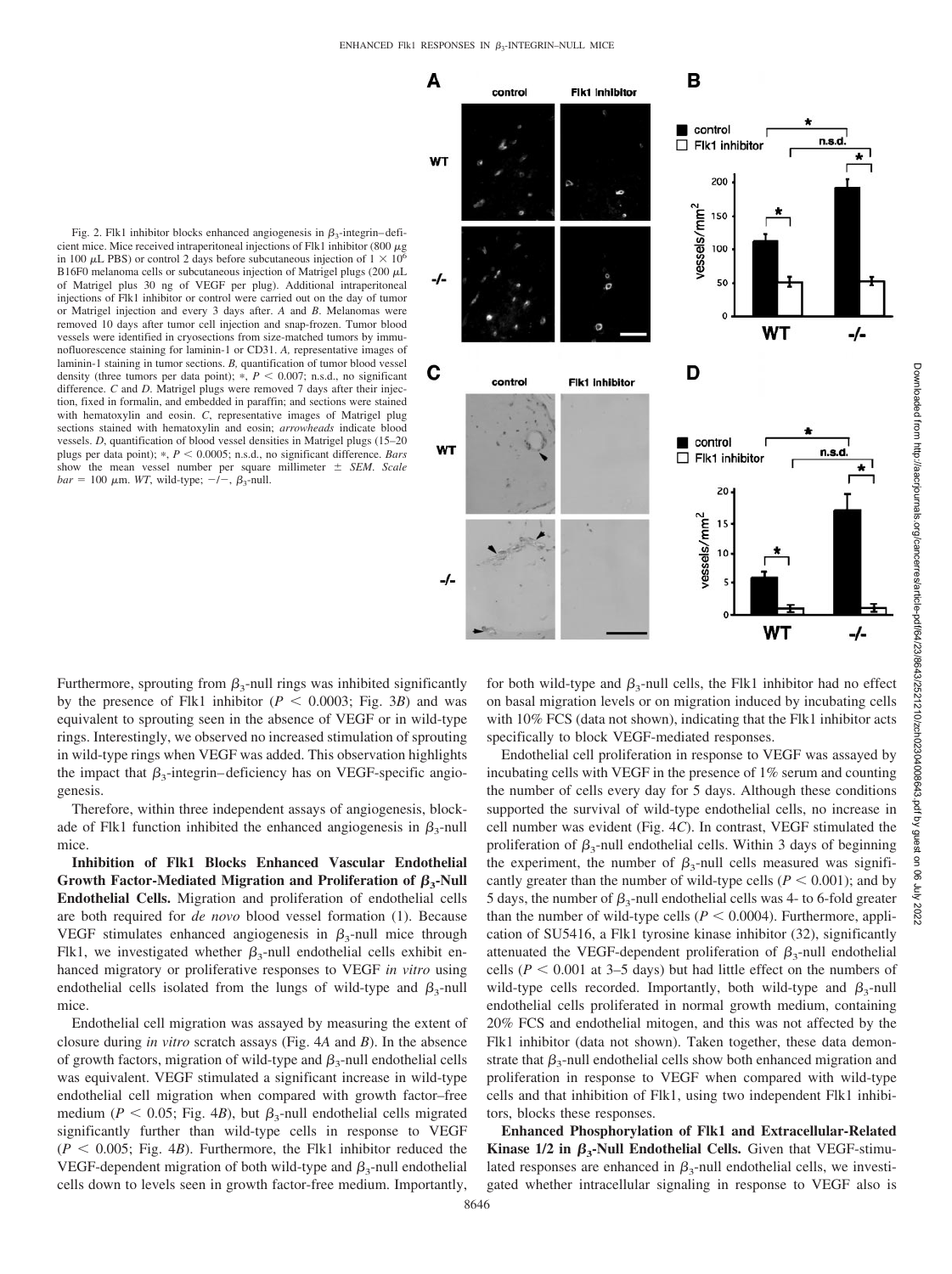Fig. 2. Flk1 inhibitor blocks enhanced angiogenesis in $\beta_3$-integrin–deficient mice. Mice received intraperitoneal injections of Flk1 inhibitor (800 $\mu$g in 100 $\mu$L PBS) or control 2 days before subcutaneous injection of $1 \times 10^6$ B16F0 melanoma cells or subcutaneous injection of Matrigel plugs (200 $\mu$L of Matrigel plus 30 ng of VEGF per plug). Additional intraperitoneal injections of Flk1 inhibitor or control were carried out on the day of tumor or Matrigel injection and every 3 days after. *A* and *B*. Melanomas were removed 10 days after tumor cell injection and snap-frozen. Tumor blood vessels were identified in cryosections from size-matched tumors by immunofluorescence staining for laminin-1 or CD31. *A*, representative images of laminin-1 staining in tumor sections. *B*, quantification of tumor blood vessel density (three tumors per data point); *, $P < 0.007$; n.s.d., no significant difference. *C* and *D*. Matrigel plugs were removed 7 days after their injection, fixed in formalin, and embedded in paraffin; and sections were stained with hematoxylin and eosin. *C*, representative images of Matrigel plug sections stained with hematoxylin and eosin; *arrowheads* indicate blood vessels. *D*, quantification of blood vessel densities in Matrigel plugs (15–20 plugs per data point); *, $P < 0.0005$; n.s.d., no significant difference. *Bars* show the mean vessel number per square millimeter ± *SEM*. *Scale bar* = 100 $\mu$m. *WT*, wild-type; $-/-$, $\beta_3$-null.

Furthermore, sprouting from $\beta_3$-null rings was inhibited significantly by the presence of Flk1 inhibitor ($P < 0.0003$; Fig. 3*B*) and was equivalent to sprouting seen in the absence of VEGF or in wild-type rings. Interestingly, we observed no increased stimulation of sprouting in wild-type rings when VEGF was added. This observation highlights the impact that $\beta_3$-integrin–deficiency has on VEGF-specific angiogenesis.

Therefore, within three independent assays of angiogenesis, blockade of Flk1 function inhibited the enhanced angiogenesis in $\beta_3$-null mice.

**Inhibition of Flk1 Blocks Enhanced Vascular Endothelial Growth Factor-Mediated Migration and Proliferation of $\beta_3$-Null Endothelial Cells.** Migration and proliferation of endothelial cells are both required for *de novo* blood vessel formation (1). Because VEGF stimulates enhanced angiogenesis in $\beta_3$-null mice through Flk1, we investigated whether $\beta_3$-null endothelial cells exhibit enhanced migratory or proliferative responses to VEGF *in vitro* using endothelial cells isolated from the lungs of wild-type and $\beta_3$-null mice.

Endothelial cell migration was assayed by measuring the extent of closure during *in vitro* scratch assays (Fig. 4*A* and *B*). In the absence of growth factors, migration of wild-type and $\beta_3$-null endothelial cells was equivalent. VEGF stimulated a significant increase in wild-type endothelial cell migration when compared with growth factor–free medium ($P < 0.05$; Fig. 4*B*), but $\beta_3$-null endothelial cells migrated significantly further than wild-type cells in response to VEGF ($P < 0.005$; Fig. 4*B*). Furthermore, the Flk1 inhibitor reduced the VEGF-dependent migration of both wild-type and $\beta_3$-null endothelial cells down to levels seen in growth factor-free medium. Importantly, for both wild-type and $\beta_3$-null cells, the Flk1 inhibitor had no effect on basal migration levels or on migration induced by incubating cells with 10% FCS (data not shown), indicating that the Flk1 inhibitor acts specifically to block VEGF-mediated responses.

Endothelial cell proliferation in response to VEGF was assayed by incubating cells with VEGF in the presence of 1% serum and counting the number of cells every day for 5 days. Although these conditions supported the survival of wild-type endothelial cells, no increase in cell number was evident (Fig. 4*C*). In contrast, VEGF stimulated the proliferation of $\beta_3$-null endothelial cells. Within 3 days of beginning the experiment, the number of $\beta_3$-null cells measured was significantly greater than the number of wild-type cells ($P < 0.001$); and by 5 days, the number of $\beta_3$-null endothelial cells was 4- to 6-fold greater than the number of wild-type cells ($P < 0.0004$). Furthermore, application of SU5416, a Flk1 tyrosine kinase inhibitor (32), significantly attenuated the VEGF-dependent proliferation of $\beta_3$-null endothelial cells ($P < 0.001$ at 3–5 days) but had little effect on the numbers of wild-type cells recorded. Importantly, both wild-type and $\beta_3$-null endothelial cells proliferated in normal growth medium, containing 20% FCS and endothelial mitogen, and this was not affected by the Flk1 inhibitor (data not shown). Taken together, these data demonstrate that $\beta_3$-null endothelial cells show both enhanced migration and proliferation in response to VEGF when compared with wild-type cells and that inhibition of Flk1, using two independent Flk1 inhibitors, blocks these responses.

**Enhanced Phosphorylation of Flk1 and Extracellular-Related Kinase 1/2 in $\beta_3$-Null Endothelial Cells.** Given that VEGF-stimulated responses are enhanced in $\beta_3$-null endothelial cells, we investigated whether intracellular signaling in response to VEGF also is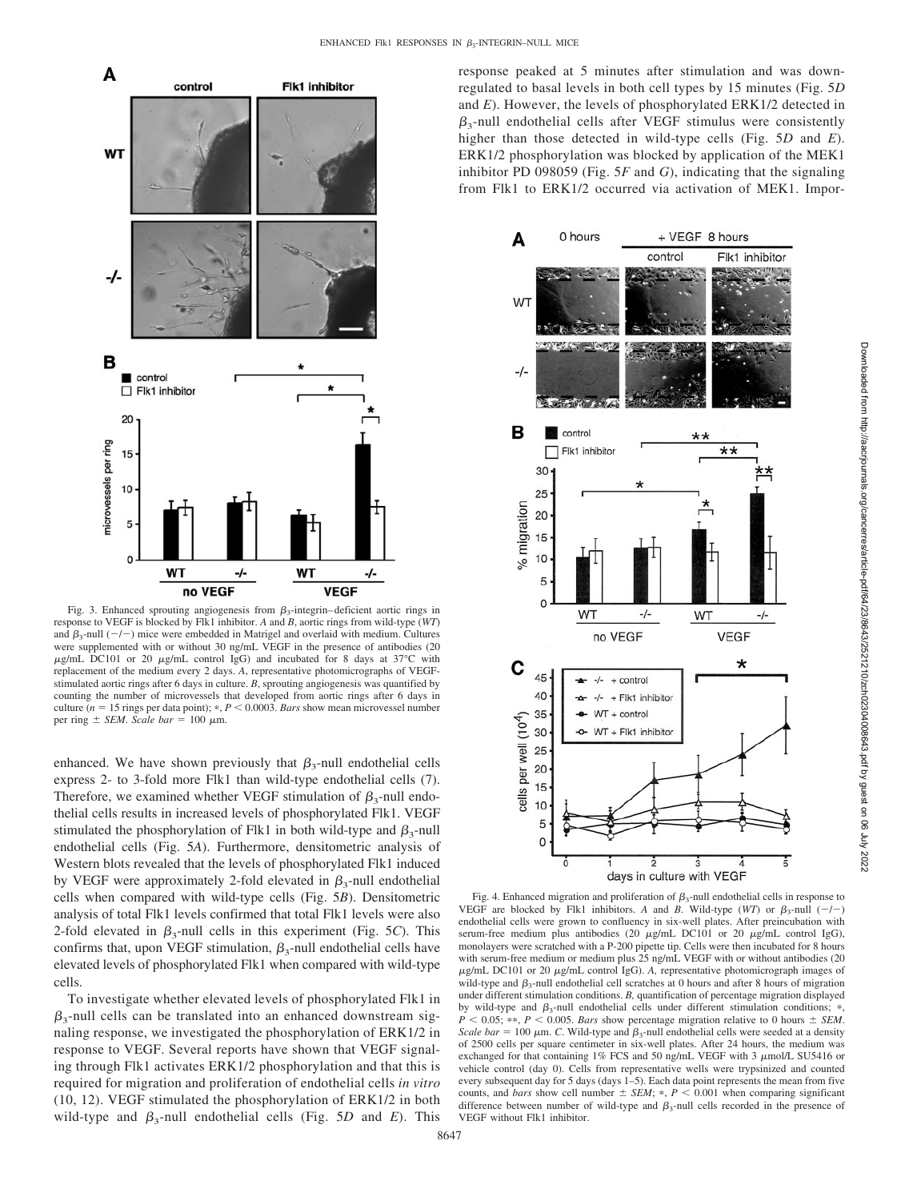Fig. 3. Enhanced sprouting angiogenesis from $\beta_3$-integrin–deficient aortic rings in response to VEGF is blocked by Flk1 inhibitor. *A* and *B*, aortic rings from wild-type (*WT*) and $\beta_3$-null (−/−) mice were embedded in Matrigel and overlaid with medium. Cultures were supplemented with or without 30 ng/mL VEGF in the presence of antibodies (20 μg/mL DC101 or 20 μg/mL control IgG) and incubated for 8 days at 37°C with replacement of the medium every 2 days. *A*, representative photomicrographs of VEGF-stimulated aortic rings after 6 days in culture. *B*, sprouting angiogenesis was quantified by counting the number of microvessels that developed from aortic rings after 6 days in culture ($n = 15$ rings per data point); *, $P < 0.0003$. *Bars* show mean microvessel number per ring ± *SEM*. *Scale bar* = 100 μm.

enhanced. We have shown previously that $\beta_3$-null endothelial cells express 2- to 3-fold more Flk1 than wild-type endothelial cells (7). Therefore, we examined whether VEGF stimulation of $\beta_3$-null endothelial cells results in increased levels of phosphorylated Flk1. VEGF stimulated the phosphorylation of Flk1 in both wild-type and $\beta_3$-null endothelial cells (Fig. 5*A*). Furthermore, densitometric analysis of Western blots revealed that the levels of phosphorylated Flk1 induced by VEGF were approximately 2-fold elevated in $\beta_3$-null endothelial cells when compared with wild-type cells (Fig. 5*B*). Densitometric analysis of total Flk1 levels confirmed that total Flk1 levels were also 2-fold elevated in $\beta_3$-null cells in this experiment (Fig. 5*C*). This confirms that, upon VEGF stimulation, $\beta_3$-null endothelial cells have elevated levels of phosphorylated Flk1 when compared with wild-type cells.

To investigate whether elevated levels of phosphorylated Flk1 in $\beta_3$-null cells can be translated into an enhanced downstream signaling response, we investigated the phosphorylation of ERK1/2 in response to VEGF. Several reports have shown that VEGF signaling through Flk1 activates ERK1/2 phosphorylation and that this is required for migration and proliferation of endothelial cells *in vitro* (10, 12). VEGF stimulated the phosphorylation of ERK1/2 in both wild-type and $\beta_3$-null endothelial cells (Fig. 5*D* and *E*). This response peaked at 5 minutes after stimulation and was down-regulated to basal levels in both cell types by 15 minutes (Fig. 5*D* and *E*). However, the levels of phosphorylated ERK1/2 detected in $\beta_3$-null endothelial cells after VEGF stimulus were consistently higher than those detected in wild-type cells (Fig. 5*D* and *E*). ERK1/2 phosphorylation was blocked by application of the MEK1 inhibitor PD 098059 (Fig. 5*F* and *G*), indicating that the signaling from Flk1 to ERK1/2 occurred via activation of MEK1. Impor-

Fig. 4. Enhanced migration and proliferation of $\beta_3$-null endothelial cells in response to VEGF are blocked by Flk1 inhibitors. *A* and *B*. Wild-type (*WT*) or $\beta_3$-null (−/−) endothelial cells were grown to confluency in six-well plates. After preincubation with serum-free medium plus antibodies (20 μg/mL DC101 or 20 μg/mL control IgG), monolayers were scratched with a P-200 pipette tip. Cells were then incubated for 8 hours with serum-free medium or medium plus 25 ng/mL VEGF with or without antibodies (20 μg/mL DC101 or 20 μg/mL control IgG). *A*, representative photomicrograph images of wild-type and $\beta_3$-null endothelial cell scratches at 0 hours and after 8 hours of migration under different stimulation conditions. *B*, quantification of percentage migration displayed by wild-type and $\beta_3$-null endothelial cells under different stimulation conditions; *, $P < 0.05$; **, $P < 0.005$. *Bars* show percentage migration relative to 0 hours ± *SEM*. *Scale bar* = 100 μm. *C*. Wild-type and $\beta_3$-null endothelial cells were seeded at a density of 2500 cells per square centimeter in six-well plates. After 24 hours, the medium was exchanged for that containing 1% FCS and 50 ng/mL VEGF with 3 μmol/L SU5416 or vehicle control (day 0). Cells from representative wells were trypsinized and counted every subsequent day for 5 days (days 1–5). Each data point represents the mean from five counts, and *bars* show cell number ± *SEM*; *, $P < 0.001$ when comparing significant difference between number of wild-type and $\beta_3$-null cells recorded in the presence of VEGF without Flk1 inhibitor.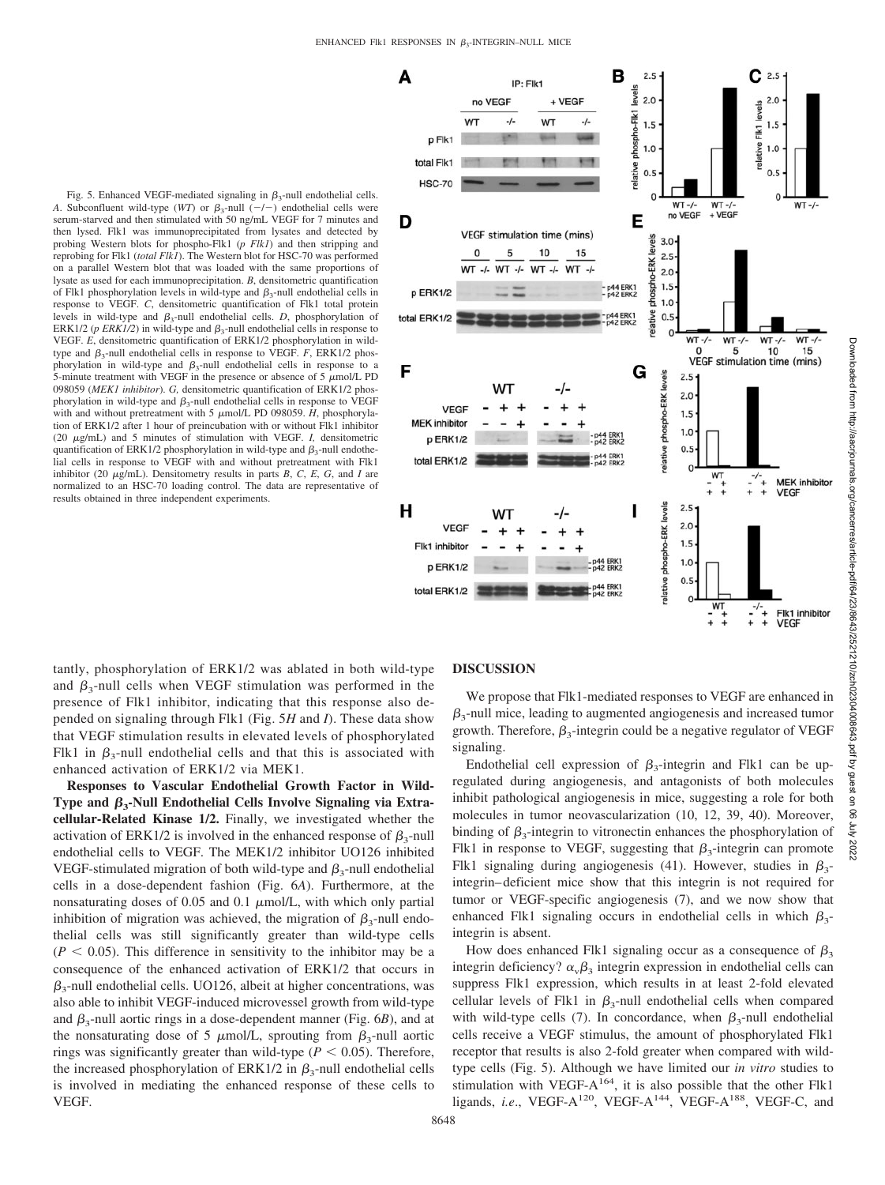Fig. 5. Enhanced VEGF-mediated signaling in $\beta_3$-null endothelial cells. *A*. Subconfluent wild-type (*WT*) or $\beta_3$-null (−/−) endothelial cells were serum-starved and then stimulated with 50 ng/mL VEGF for 7 minutes and then lysed. Flk1 was immunoprecipitated from lysates and detected by probing Western blots for phospho-Flk1 (*p Flk1*) and then stripping and reprobing for Flk1 (*total Flk1*). The Western blot for HSC-70 was performed on a parallel Western blot that was loaded with the same proportions of lysate as used for each immunoprecipitation. *B*, densitometric quantification of Flk1 phosphorylation levels in wild-type and $\beta_3$-null endothelial cells in response to VEGF. *C*, densitometric quantification of Flk1 total protein levels in wild-type and $\beta_3$-null endothelial cells. *D*, phosphorylation of ERK1/2 (*p ERK1/2*) in wild-type and $\beta_3$-null endothelial cells in response to VEGF. *E*, densitometric quantification of ERK1/2 phosphorylation in wild-type and $\beta_3$-null endothelial cells in response to VEGF. *F*, ERK1/2 phosphorylation in wild-type and $\beta_3$-null endothelial cells in response to a 5-minute treatment with VEGF in the presence or absence of 5 μmol/L PD 098059 (*MEK1 inhibitor*). *G*, densitometric quantification of ERK1/2 phosphorylation in wild-type and $\beta_3$-null endothelial cells in response to VEGF with and without pretreatment with 5 μmol/L PD 098059. *H*, phosphorylation of ERK1/2 after 1 hour of preincubation with or without Flk1 inhibitor (20 μg/mL) and 5 minutes of stimulation with VEGF. *I*, densitometric quantification of ERK1/2 phosphorylation in wild-type and $\beta_3$-null endothelial cells in response to VEGF with and without pretreatment with Flk1 inhibitor (20 μg/mL). Densitometry results in parts *B*, *C*, *E*, *G*, and *I* are normalized to an HSC-70 loading control. The data are representative of results obtained in three independent experiments.

tantly, phosphorylation of ERK1/2 was ablated in both wild-type and $\beta_3$-null cells when VEGF stimulation was performed in the presence of Flk1 inhibitor, indicating that this response also depended on signaling through Flk1 (Fig. 5*H* and *I*). These data show that VEGF stimulation results in elevated levels of phosphorylated Flk1 in $\beta_3$-null endothelial cells and that this is associated with enhanced activation of ERK1/2 via MEK1.

**Responses to Vascular Endothelial Growth Factor in Wild-Type and $\beta_3$-Null Endothelial Cells Involve Signaling via Extracellular-Related Kinase 1/2.** Finally, we investigated whether the activation of ERK1/2 is involved in the enhanced response of $\beta_3$-null endothelial cells to VEGF. The MEK1/2 inhibitor UO126 inhibited VEGF-stimulated migration of both wild-type and $\beta_3$-null endothelial cells in a dose-dependent fashion (Fig. 6*A*). Furthermore, at the nonsaturating doses of 0.05 and 0.1 μmol/L, with which only partial inhibition of migration was achieved, the migration of $\beta_3$-null endothelial cells was still significantly greater than wild-type cells ($P < 0.05$). This difference in sensitivity to the inhibitor may be a consequence of the enhanced activation of ERK1/2 that occurs in $\beta_3$-null endothelial cells. UO126, albeit at higher concentrations, was also able to inhibit VEGF-induced microvessel growth from wild-type and $\beta_3$-null aortic rings in a dose-dependent manner (Fig. 6*B*), and at the nonsaturating dose of 5 μmol/L, sprouting from $\beta_3$-null aortic rings was significantly greater than wild-type ($P < 0.05$). Therefore, the increased phosphorylation of ERK1/2 in $\beta_3$-null endothelial cells is involved in mediating the enhanced response of these cells to VEGF.

## DISCUSSION

We propose that Flk1-mediated responses to VEGF are enhanced in $\beta_3$-null mice, leading to augmented angiogenesis and increased tumor growth. Therefore, $\beta_3$-integrin could be a negative regulator of VEGF signaling.

Endothelial cell expression of $\beta_3$-integrin and Flk1 can be upregulated during angiogenesis, and antagonists of both molecules inhibit pathological angiogenesis in mice, suggesting a role for both molecules in tumor neovascularization (10, 12, 39, 40). Moreover, binding of $\beta_3$-integrin to vitronectin enhances the phosphorylation of Flk1 in response to VEGF, suggesting that $\beta_3$-integrin can promote Flk1 signaling during angiogenesis (41). However, studies in $\beta_3$-integrin–deficient mice show that this integrin is not required for tumor or VEGF-specific angiogenesis (7), and we now show that enhanced Flk1 signaling occurs in endothelial cells in which $\beta_3$-integrin is absent.

How does enhanced Flk1 signaling occur as a consequence of $\beta_3$ integrin deficiency? $\alpha_v\beta_3$ integrin expression in endothelial cells can suppress Flk1 expression, which results in at least 2-fold elevated cellular levels of Flk1 in $\beta_3$-null endothelial cells when compared with wild-type cells (7). In concordance, when $\beta_3$-null endothelial cells receive a VEGF stimulus, the amount of phosphorylated Flk1 receptor that results is also 2-fold greater when compared with wild-type cells (Fig. 5). Although we have limited our *in vitro* studies to stimulation with VEGF-A[164], it is also possible that the other Flk1 ligands, *i.e.*, VEGF-A[120], VEGF-A[144], VEGF-A[188], VEGF-C, and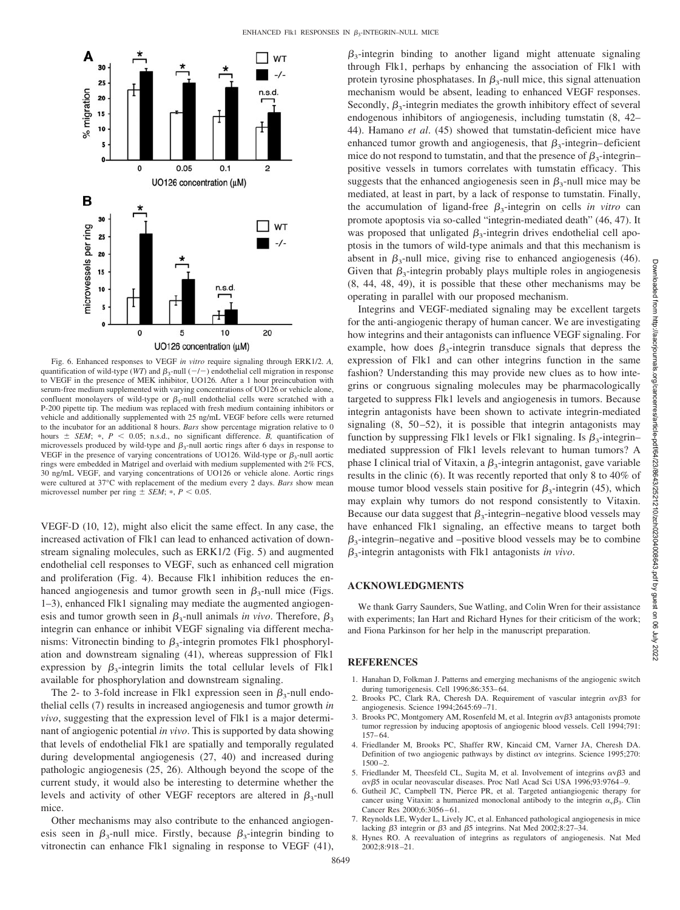Fig. 6. Enhanced responses to VEGF *in vitro* require signaling through ERK1/2. *A,* quantification of wild-type (*WT*) and $\beta_3$-null (−/−) endothelial cell migration in response to VEGF in the presence of MEK inhibitor, UO126. After a 1 hour preincubation with serum-free medium supplemented with varying concentrations of UO126 or vehicle alone, confluent monolayers of wild-type or $\beta_3$-null endothelial cells were scratched with a P-200 pipette tip. The medium was replaced with fresh medium containing inhibitors or vehicle and additionally supplemented with 25 ng/mL VEGF before cells were returned to the incubator for an additional 8 hours. *Bars* show percentage migration relative to 0 hours ± *SEM*; *, $P < 0.05$; n.s.d., no significant difference. *B,* quantification of microvessels produced by wild-type and $\beta_3$-null aortic rings after 6 days in response to VEGF in the presence of varying concentrations of UO126. Wild-type or $\beta_3$-null aortic rings were embedded in Matrigel and overlaid with medium supplemented with 2% FCS, 30 ng/mL VEGF, and varying concentrations of UO126 or vehicle alone. Aortic rings were cultured at 37°C with replacement of the medium every 2 days. *Bars* show mean microvessel number per ring ± *SEM*; *, $P < 0.05$.

VEGF-D (10, 12), might also elicit the same effect. In any case, the increased activation of Flk1 can lead to enhanced activation of downstream signaling molecules, such as ERK1/2 (Fig. 5) and augmented endothelial cell responses to VEGF, such as enhanced cell migration and proliferation (Fig. 4). Because Flk1 inhibition reduces the enhanced angiogenesis and tumor growth seen in $\beta_3$-null mice (Figs. 1–3), enhanced Flk1 signaling may mediate the augmented angiogenesis and tumor growth seen in $\beta_3$-null animals *in vivo*. Therefore, $\beta_3$ integrin can enhance or inhibit VEGF signaling via different mechanisms: Vitronectin binding to $\beta_3$-integrin promotes Flk1 phosphorylation and downstream signaling (41), whereas suppression of Flk1 expression by $\beta_3$-integrin limits the total cellular levels of Flk1 available for phosphorylation and downstream signaling.

The 2- to 3-fold increase in Flk1 expression seen in $\beta_3$-null endothelial cells (7) results in increased angiogenesis and tumor growth *in vivo*, suggesting that the expression level of Flk1 is a major determinant of angiogenic potential *in vivo*. This is supported by data showing that levels of endothelial Flk1 are spatially and temporally regulated during developmental angiogenesis (27, 40) and increased during pathologic angiogenesis (25, 26). Although beyond the scope of the current study, it would also be interesting to determine whether the levels and activity of other VEGF receptors are altered in $\beta_3$-null mice.

Other mechanisms may also contribute to the enhanced angiogenesis seen in $\beta_3$-null mice. Firstly, because $\beta_3$-integrin binding to vitronectin can enhance Flk1 signaling in response to VEGF (41), $\beta_3$-integrin binding to another ligand might attenuate signaling through Flk1, perhaps by enhancing the association of Flk1 with protein tyrosine phosphatases. In $\beta_3$-null mice, this signal attenuation mechanism would be absent, leading to enhanced VEGF responses. Secondly, $\beta_3$-integrin mediates the growth inhibitory effect of several endogenous inhibitors of angiogenesis, including tumstatin (8, 42–44). Hamano *et al*. (45) showed that tumstatin-deficient mice have enhanced tumor growth and angiogenesis, that $\beta_3$-integrin–deficient mice do not respond to tumstatin, and that the presence of $\beta_3$-integrin–positive vessels in tumors correlates with tumstatin efficacy. This suggests that the enhanced angiogenesis seen in $\beta_3$-null mice may be mediated, at least in part, by a lack of response to tumstatin. Finally, the accumulation of ligand-free $\beta_3$-integrin on cells *in vitro* can promote apoptosis via so-called "integrin-mediated death" (46, 47). It was proposed that unligated $\beta_3$-integrin drives endothelial cell apoptosis in the tumors of wild-type animals and that this mechanism is absent in $\beta_3$-null mice, giving rise to enhanced angiogenesis (46). Given that $\beta_3$-integrin probably plays multiple roles in angiogenesis (8, 44, 48, 49), it is possible that these other mechanisms may be operating in parallel with our proposed mechanism.

Integrins and VEGF-mediated signaling may be excellent targets for the anti-angiogenic therapy of human cancer. We are investigating how integrins and their antagonists can influence VEGF signaling. For example, how does $\beta_3$-integrin transduce signals that depress the expression of Flk1 and can other integrins function in the same fashion? Understanding this may provide new clues as to how integrins or congruous signaling molecules may be pharmacologically targeted to suppress Flk1 levels and angiogenesis in tumors. Because integrin antagonists have been shown to activate integrin-mediated signaling (8, 50–52), it is possible that integrin antagonists may function by suppressing Flk1 levels or Flk1 signaling. Is $\beta_3$-integrin–mediated suppression of Flk1 levels relevant to human tumors? A phase I clinical trial of Vitaxin, a $\beta_3$-integrin antagonist, gave variable results in the clinic (6). It was recently reported that only 8 to 40% of mouse tumor blood vessels stain positive for $\beta_3$-integrin (45), which may explain why tumors do not respond consistently to Vitaxin. Because our data suggest that $\beta_3$-integrin–negative blood vessels may have enhanced Flk1 signaling, an effective means to target both $\beta_3$-integrin–negative and –positive blood vessels may be to combine $\beta_3$-integrin antagonists with Flk1 antagonists *in vivo*.

## ACKNOWLEDGMENTS

We thank Garry Saunders, Sue Watling, and Colin Wren for their assistance with experiments; Ian Hart and Richard Hynes for their criticism of the work; and Fiona Parkinson for her help in the manuscript preparation.

## REFERENCES

1. Hanahan D, Folkman J. Patterns and emerging mechanisms of the angiogenic switch during tumorigenesis. Cell 1996;86:353–64.
2. Brooks PC, Clark RA, Cheresh DA. Requirement of vascular integrin $\alpha v\beta 3$ for angiogenesis. Science 1994;2645:69–71.
3. Brooks PC, Montgomery AM, Rosenfeld M, et al. Integrin $\alpha v\beta 3$ antagonists promote tumor regression by inducing apoptosis of angiogenic blood vessels. Cell 1994;791: 157–64.
4. Friedlander M, Brooks PC, Shaffer RW, Kincaid CM, Varner JA, Cheresh DA. Definition of two angiogenic pathways by distinct $\alpha v$ integrins. Science 1995;270: 1500–2.
5. Friedlander M, Theesfeld CL, Sugita M, et al. Involvement of integrins $\alpha v\beta 3$ and $\alpha v\beta 5$ in ocular neovascular diseases. Proc Natl Acad Sci USA 1996;93:9764–9.
6. Gutheil JC, Campbell TN, Pierce PR, et al. Targeted antiangiogenic therapy for cancer using Vitaxin: a humanized monoclonal antibody to the integrin $\alpha_v\beta_3$. Clin Cancer Res 2000;6:3056–61.
7. Reynolds LE, Wyder L, Lively JC, et al. Enhanced pathological angiogenesis in mice lacking $\beta 3$ integrin or $\beta 3$ and $\beta 5$ integrins. Nat Med 2002;8:27–34.
8. Hynes RO. A reevaluation of integrins as regulators of angiogenesis. Nat Med 2002;8:918–21.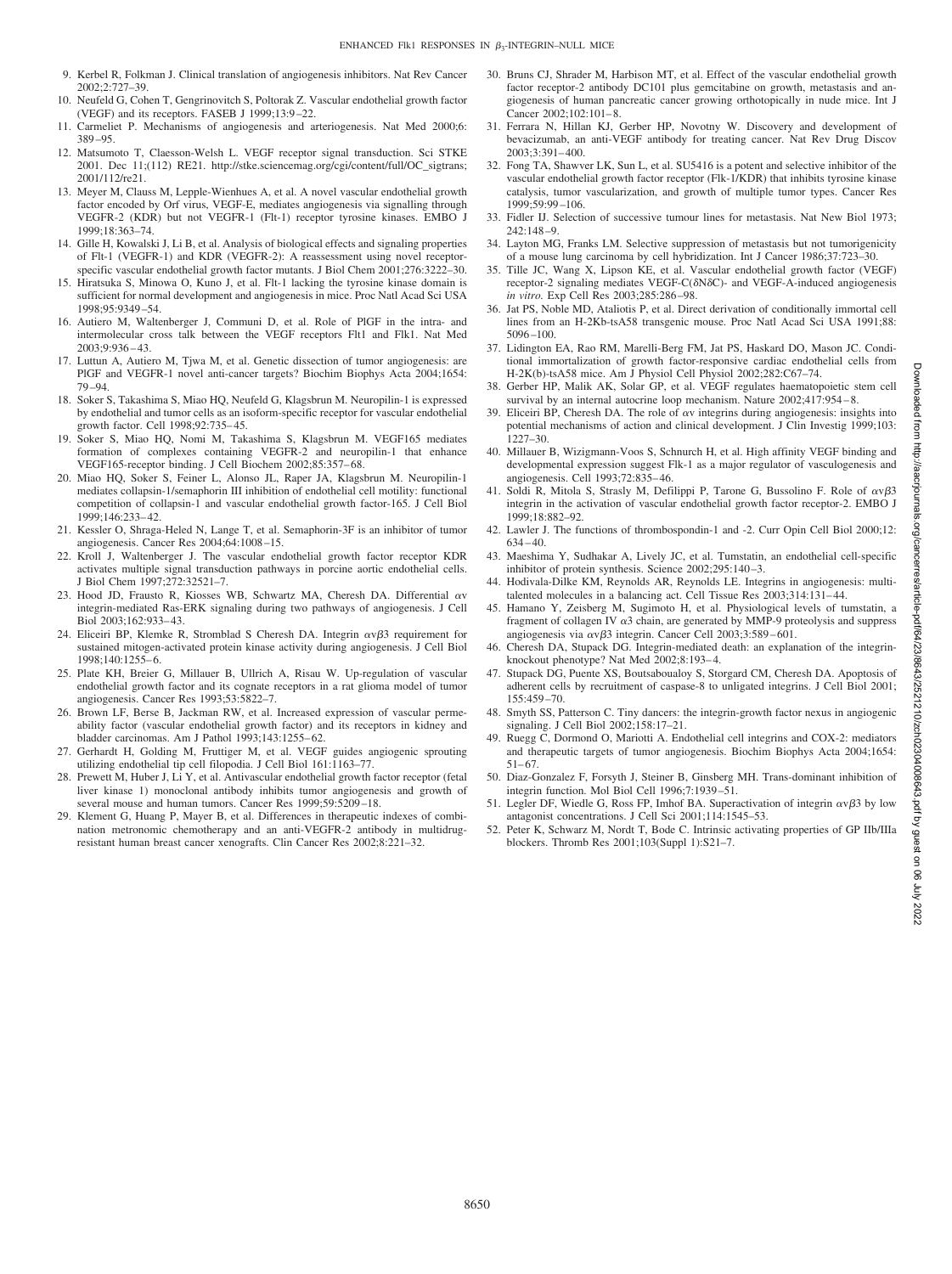9. Kerbel R, Folkman J. Clinical translation of angiogenesis inhibitors. Nat Rev Cancer 2002;2:727–39.
10. Neufeld G, Cohen T, Gengrinovitch S, Poltorak Z. Vascular endothelial growth factor (VEGF) and its receptors. FASEB J 1999;13:9–22.
11. Carmeliet P. Mechanisms of angiogenesis and arteriogenesis. Nat Med 2000;6: 389–95.
12. Matsumoto T, Claesson-Welsh L. VEGF receptor signal transduction. Sci STKE 2001. Dec 11;(112) RE21. http://stke.sciencemag.org/cgi/content/full/OC_sigtrans; 2001/112/re21.
13. Meyer M, Clauss M, Lepple-Wienhues A, et al. A novel vascular endothelial growth factor encoded by Orf virus, VEGF-E, mediates angiogenesis via signalling through VEGFR-2 (KDR) but not VEGFR-1 (Flt-1) receptor tyrosine kinases. EMBO J 1999;18:363–74.
14. Gille H, Kowalski J, Li B, et al. Analysis of biological effects and signaling properties of Flt-1 (VEGFR-1) and KDR (VEGFR-2): A reassessment using novel receptor-specific vascular endothelial growth factor mutants. J Biol Chem 2001;276:3222–30.
15. Hiratsuka S, Minowa O, Kuno J, et al. Flt-1 lacking the tyrosine kinase domain is sufficient for normal development and angiogenesis in mice. Proc Natl Acad Sci USA 1998;95:9349–54.
16. Autiero M, Waltenberger J, Communi D, et al. Role of PlGF in the intra- and intermolecular cross talk between the VEGF receptors Flt1 and Flk1. Nat Med 2003;9:936–43.
17. Luttun A, Autiero M, Tjwa M, et al. Genetic dissection of tumor angiogenesis: are PlGF and VEGFR-1 novel anti-cancer targets? Biochim Biophys Acta 2004;1654: 79–94.
18. Soker S, Takashima S, Miao HQ, Neufeld G, Klagsbrun M. Neuropilin-1 is expressed by endothelial and tumor cells as an isoform-specific receptor for vascular endothelial growth factor. Cell 1998;92:735–45.
19. Soker S, Miao HQ, Nomi M, Takashima S, Klagsbrun M. VEGF165 mediates formation of complexes containing VEGFR-2 and neuropilin-1 that enhance VEGF165-receptor binding. J Cell Biochem 2002;85:357–68.
20. Miao HQ, Soker S, Feiner L, Alonso JL, Raper JA, Klagsbrun M. Neuropilin-1 mediates collapsin-1/semaphorin III inhibition of endothelial cell motility: functional competition of collapsin-1 and vascular endothelial growth factor-165. J Cell Biol 1999;146:233–42.
21. Kessler O, Shraga-Heled N, Lange T, et al. Semaphorin-3F is an inhibitor of tumor angiogenesis. Cancer Res 2004;64:1008–15.
22. Kroll J, Waltenberger J. The vascular endothelial growth factor receptor KDR activates multiple signal transduction pathways in porcine aortic endothelial cells. J Biol Chem 1997;272:32521–7.
23. Hood JD, Frausto R, Kiosses WB, Schwartz MA, Cheresh DA. Differential $\alpha$v integrin-mediated Ras-ERK signaling during two pathways of angiogenesis. J Cell Biol 2003;162:933–43.
24. Eliceiri BP, Klemke R, Stromblad S Cheresh DA. Integrin $\alpha$v$\beta$3 requirement for sustained mitogen-activated protein kinase activity during angiogenesis. J Cell Biol 1998;140:1255–6.
25. Plate KH, Breier G, Millauer B, Ullrich A, Risau W. Up-regulation of vascular endothelial growth factor and its cognate receptors in a rat glioma model of tumor angiogenesis. Cancer Res 1993;53:5822–7.
26. Brown LF, Berse B, Jackman RW, et al. Increased expression of vascular permeability factor (vascular endothelial growth factor) and its receptors in kidney and bladder carcinomas. Am J Pathol 1993;143:1255–62.
27. Gerhardt H, Golding M, Fruttiger M, et al. VEGF guides angiogenic sprouting utilizing endothelial tip cell filopodia. J Cell Biol 161:1163–77.
28. Prewett M, Huber J, Li Y, et al. Antivascular endothelial growth factor receptor (fetal liver kinase 1) monoclonal antibody inhibits tumor angiogenesis and growth of several mouse and human tumors. Cancer Res 1999;59:5209–18.
29. Klement G, Huang P, Mayer B, et al. Differences in therapeutic indexes of combination metronomic chemotherapy and an anti-VEGFR-2 antibody in multidrug-resistant human breast cancer xenografts. Clin Cancer Res 2002;8:221–32.
30. Bruns CJ, Shrader M, Harbison MT, et al. Effect of the vascular endothelial growth factor receptor-2 antibody DC101 plus gemcitabine on growth, metastasis and angiogenesis of human pancreatic cancer growing orthotopically in nude mice. Int J Cancer 2002;102:101–8.
31. Ferrara N, Hillan KJ, Gerber HP, Novotny W. Discovery and development of bevacizumab, an anti-VEGF antibody for treating cancer. Nat Rev Drug Discov 2003;3:391–400.
32. Fong TA, Shawver LK, Sun L, et al. SU5416 is a potent and selective inhibitor of the vascular endothelial growth factor receptor (Flk-1/KDR) that inhibits tyrosine kinase catalysis, tumor vascularization, and growth of multiple tumor types. Cancer Res 1999;59:99–106.
33. Fidler IJ. Selection of successive tumour lines for metastasis. Nat New Biol 1973; 242:148–9.
34. Layton MG, Franks LM. Selective suppression of metastasis but not tumorigenicity of a mouse lung carcinoma by cell hybridization. Int J Cancer 1986;37:723–30.
35. Tille JC, Wang X, Lipson KE, et al. Vascular endothelial growth factor (VEGF) receptor-2 signaling mediates VEGF-C($\delta$N$\delta$C)- and VEGF-A-induced angiogenesis *in vitro.* Exp Cell Res 2003;285:286–98.
36. Jat PS, Noble MD, Ataliotis P, et al. Direct derivation of conditionally immortal cell lines from an H-2Kb-tsA58 transgenic mouse. Proc Natl Acad Sci USA 1991;88: 5096–100.
37. Lidington EA, Rao RM, Marelli-Berg FM, Jat PS, Haskard DO, Mason JC. Conditional immortalization of growth factor-responsive cardiac endothelial cells from H-2K(b)-tsA58 mice. Am J Physiol Cell Physiol 2002;282:C67–74.
38. Gerber HP, Malik AK, Solar GP, et al. VEGF regulates haematopoietic stem cell survival by an internal autocrine loop mechanism. Nature 2002;417:954–8.
39. Eliceiri BP, Cheresh DA. The role of $\alpha$v integrins during angiogenesis: insights into potential mechanisms of action and clinical development. J Clin Investig 1999;103: 1227–30.
40. Millauer B, Wizigmann-Voos S, Schnurch H, et al. High affinity VEGF binding and developmental expression suggest Flk-1 as a major regulator of vasculogenesis and angiogenesis. Cell 1993;72:835–46.
41. Soldi R, Mitola S, Strasly M, Defilippi P, Tarone G, Bussolino F. Role of $\alpha$v$\beta$3 integrin in the activation of vascular endothelial growth factor receptor-2. EMBO J 1999;18:882–92.
42. Lawler J. The functions of thrombospondin-1 and -2. Curr Opin Cell Biol 2000;12: 634–40.
43. Maeshima Y, Sudhakar A, Lively JC, et al. Tumstatin, an endothelial cell-specific inhibitor of protein synthesis. Science 2002;295:140–3.
44. Hodivala-Dilke KM, Reynolds AR, Reynolds LE. Integrins in angiogenesis: multitalented molecules in a balancing act. Cell Tissue Res 2003;314:131–44.
45. Hamano Y, Zeisberg M, Sugimoto H, et al. Physiological levels of tumstatin, a fragment of collagen IV $\alpha$3 chain, are generated by MMP-9 proteolysis and suppress angiogenesis via $\alpha$v$\beta$3 integrin. Cancer Cell 2003;3:589–601.
46. Cheresh DA, Stupack DG. Integrin-mediated death: an explanation of the integrin-knockout phenotype? Nat Med 2002;8:193–4.
47. Stupack DG, Puente XS, Boutsaboualoy S, Storgard CM, Cheresh DA. Apoptosis of adherent cells by recruitment of caspase-8 to unligated integrins. J Cell Biol 2001; 155:459–70.
48. Smyth SS, Patterson C. Tiny dancers: the integrin-growth factor nexus in angiogenic signaling. J Cell Biol 2002;158:17–21.
49. Ruegg C, Dormond O, Mariotti A. Endothelial cell integrins and COX-2: mediators and therapeutic targets of tumor angiogenesis. Biochim Biophys Acta 2004;1654: 51–67.
50. Diaz-Gonzalez F, Forsyth J, Steiner B, Ginsberg MH. Trans-dominant inhibition of integrin function. Mol Biol Cell 1996;7:1939–51.
51. Legler DF, Wiedle G, Ross FP, Imhof BA. Superactivation of integrin $\alpha$v$\beta$3 by low antagonist concentrations. J Cell Sci 2001;114:1545–53.
52. Peter K, Schwarz M, Nordt T, Bode C. Intrinsic activating properties of GP IIb/IIIa blockers. Thromb Res 2001;103(Suppl 1):S21–7.